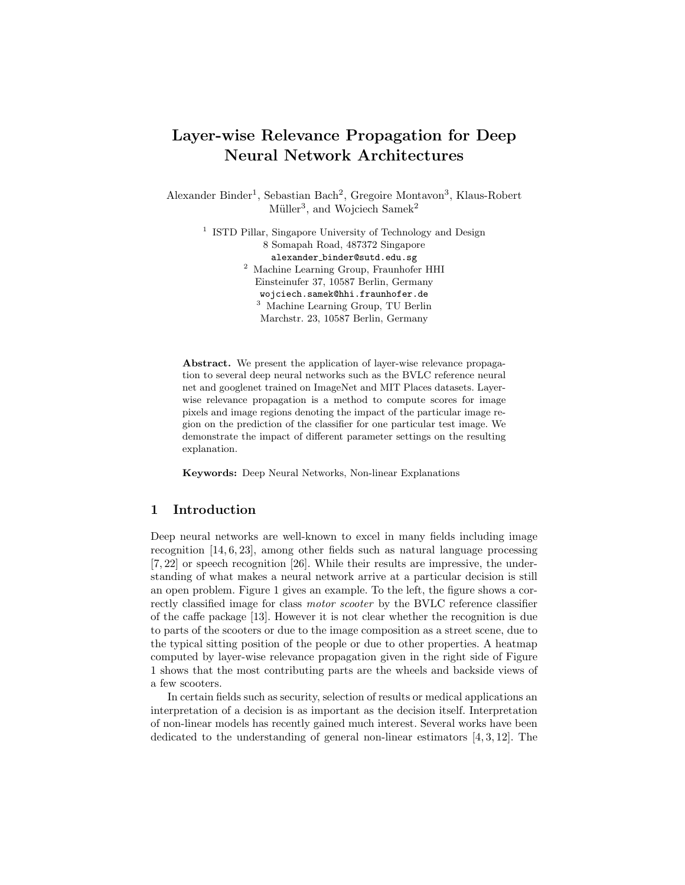# Layer-wise Relevance Propagation for Deep Neural Network Architectures

Alexander Binder[1], Sebastian Bach[2], Gregoire Montavon[3], Klaus-Robert Müller[3], and Wojciech Samek[2]

[1] ISTD Pillar, Singapore University of Technology and Design
8 Somapah Road, 487372 Singapore
`alexander_binder@sutd.edu.sg`

[2] Machine Learning Group, Fraunhofer HHI
Einsteinufer 37, 10587 Berlin, Germany
`wojciech.samek@hhi.fraunhofer.de`

[3] Machine Learning Group, TU Berlin
Marchstr. 23, 10587 Berlin, Germany

**Abstract.** We present the application of layer-wise relevance propagation to several deep neural networks such as the BVLC reference neural net and googlenet trained on ImageNet and MIT Places datasets. Layer-wise relevance propagation is a method to compute scores for image pixels and image regions denoting the impact of the particular image region on the prediction of the classifier for one particular test image. We demonstrate the impact of different parameter settings on the resulting explanation.

**Keywords:** Deep Neural Networks, Non-linear Explanations

## 1 Introduction

Deep neural networks are well-known to excel in many fields including image recognition [14, 6, 23], among other fields such as natural language processing [7, 22] or speech recognition [26]. While their results are impressive, the understanding of what makes a neural network arrive at a particular decision is still an open problem. Figure 1 gives an example. To the left, the figure shows a correctly classified image for class *motor scooter* by the BVLC reference classifier of the caffe package [13]. However it is not clear whether the recognition is due to parts of the scooters or due to the image composition as a street scene, due to the typical sitting position of the people or due to other properties. A heatmap computed by layer-wise relevance propagation given in the right side of Figure 1 shows that the most contributing parts are the wheels and backside views of a few scooters.

In certain fields such as security, selection of results or medical applications an interpretation of a decision is as important as the decision itself. Interpretation of non-linear models has recently gained much interest. Several works have been dedicated to the understanding of general non-linear estimators [4, 3, 12]. The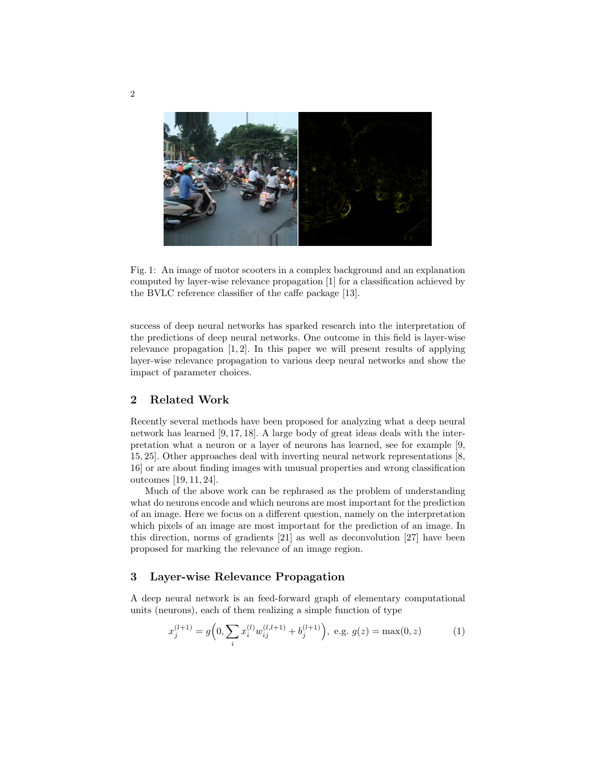Fig. 1: An image of motor scooters in a complex background and an explanation computed by layer-wise relevance propagation [1] for a classification achieved by the BVLC reference classifier of the caffe package [13].

success of deep neural networks has sparked research into the interpretation of the predictions of deep neural networks. One outcome in this field is layer-wise relevance propagation [1, 2]. In this paper we will present results of applying layer-wise relevance propagation to various deep neural networks and show the impact of parameter choices.

## 2 Related Work

Recently several methods have been proposed for analyzing what a deep neural network has learned [9, 17, 18]. A large body of great ideas deals with the interpretation what a neuron or a layer of neurons has learned, see for example [9, 15, 25]. Other approaches deal with inverting neural network representations [8, 16] or are about finding images with unusual properties and wrong classification outcomes [19, 11, 24].

Much of the above work can be rephrased as the problem of understanding what do neurons encode and which neurons are most important for the prediction of an image. Here we focus on a different question, namely on the interpretation which pixels of an image are most important for the prediction of an image. In this direction, norms of gradients [21] as well as deconvolution [27] have been proposed for marking the relevance of an image region.

## 3 Layer-wise Relevance Propagation

A deep neural network is an feed-forward graph of elementary computational units (neurons), each of them realizing a simple function of type

$$x_j^{(l+1)} = g\Big(0, \sum_i x_i^{(l)} w_{ij}^{(l,l+1)} + b_j^{(l+1)}\Big), \text{ e.g. } g(z) = \max(0, z) \tag{1}$$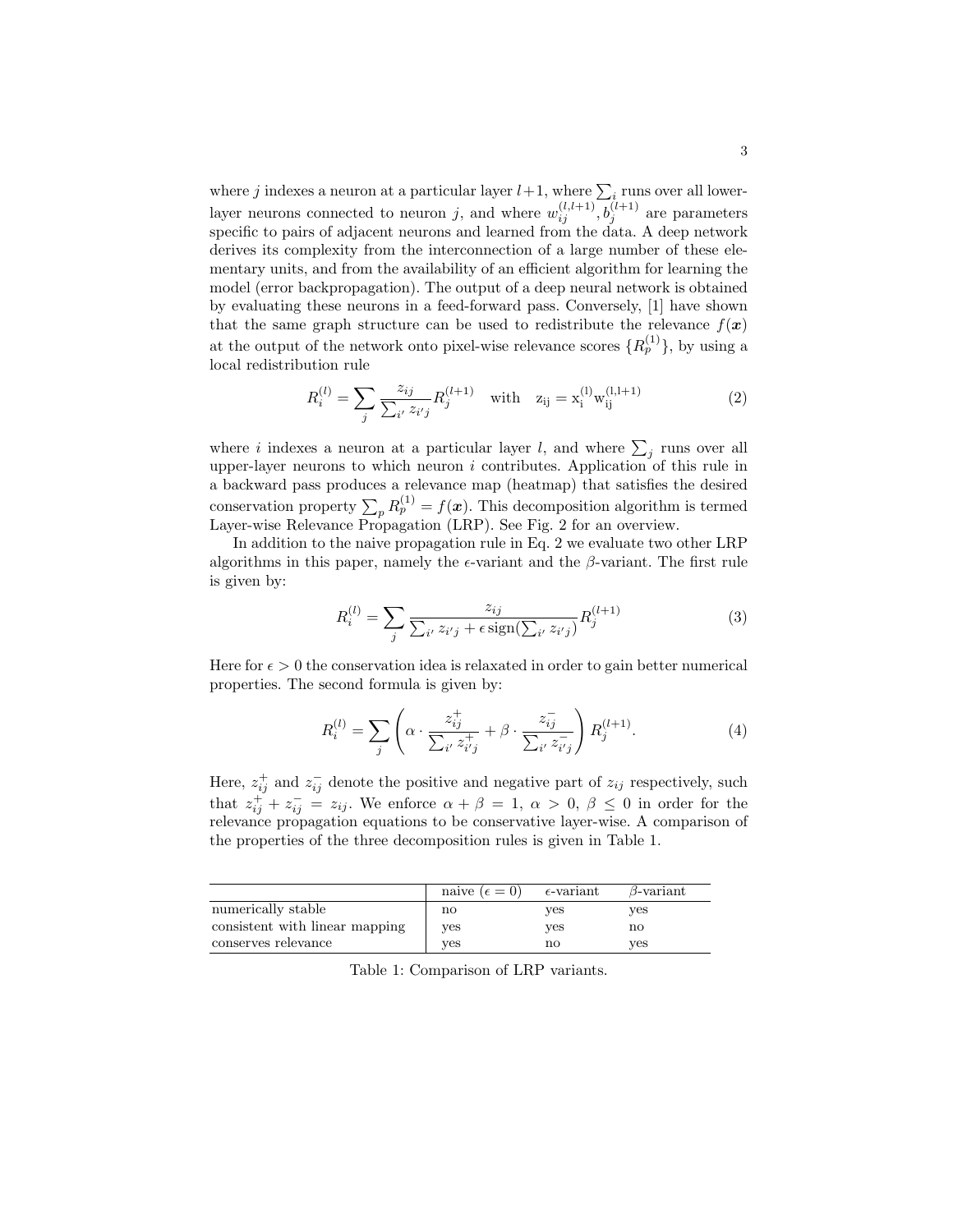where $j$ indexes a neuron at a particular layer $l+1$, where $\sum_i$ runs over all lower-layer neurons connected to neuron $j$, and where $w_{ij}^{(l,l+1)}, b_j^{(l+1)}$ are parameters specific to pairs of adjacent neurons and learned from the data. A deep network derives its complexity from the interconnection of a large number of these elementary units, and from the availability of an efficient algorithm for learning the model (error backpropagation). The output of a deep neural network is obtained by evaluating these neurons in a feed-forward pass. Conversely, [1] have shown that the same graph structure can be used to redistribute the relevance $f(\boldsymbol{x})$ at the output of the network onto pixel-wise relevance scores $\{R_p^{(1)}\}$, by using a local redistribution rule

$$R_i^{(l)} = \sum_j \frac{z_{ij}}{\sum_{i'} z_{i'j}} R_j^{(l+1)} \quad \text{with} \quad \mathrm{z_{ij} = x_i^{(l)} w_{ij}^{(l,l+1)}} \tag{2}$$

where $i$ indexes a neuron at a particular layer $l$, and where $\sum_j$ runs over all upper-layer neurons to which neuron $i$ contributes. Application of this rule in a backward pass produces a relevance map (heatmap) that satisfies the desired conservation property $\sum_p R_p^{(1)} = f(\boldsymbol{x})$. This decomposition algorithm is termed Layer-wise Relevance Propagation (LRP). See Fig. 2 for an overview.

In addition to the naive propagation rule in Eq. 2 we evaluate two other LRP algorithms in this paper, namely the $\epsilon$-variant and the $\beta$-variant. The first rule is given by:

$$R_i^{(l)} = \sum_j \frac{z_{ij}}{\sum_{i'} z_{i'j} + \epsilon \operatorname{sign}(\sum_{i'} z_{i'j})} R_j^{(l+1)} \tag{3}$$

Here for $\epsilon > 0$ the conservation idea is relaxated in order to gain better numerical properties. The second formula is given by:

$$R_i^{(l)} = \sum_j \left( \alpha \cdot \frac{z_{ij}^+}{\sum_{i'} z_{i'j}^+} + \beta \cdot \frac{z_{ij}^-}{\sum_{i'} z_{i'j}^-} \right) R_j^{(l+1)}. \tag{4}$$

Here, $z_{ij}^+$ and $z_{ij}^-$ denote the positive and negative part of $z_{ij}$ respectively, such that $z_{ij}^+ + z_{ij}^- = z_{ij}$. We enforce $\alpha + \beta = 1$, $\alpha > 0$, $\beta \leq 0$ in order for the relevance propagation equations to be conservative layer-wise. A comparison of the properties of the three decomposition rules is given in Table 1.

| | naive ($\epsilon = 0$) | $\epsilon$-variant | $\beta$-variant |
|---|---|---|---|
| numerically stable | no | yes | yes |
| consistent with linear mapping | yes | yes | no |
| conserves relevance | yes | no | yes |

Table 1: Comparison of LRP variants.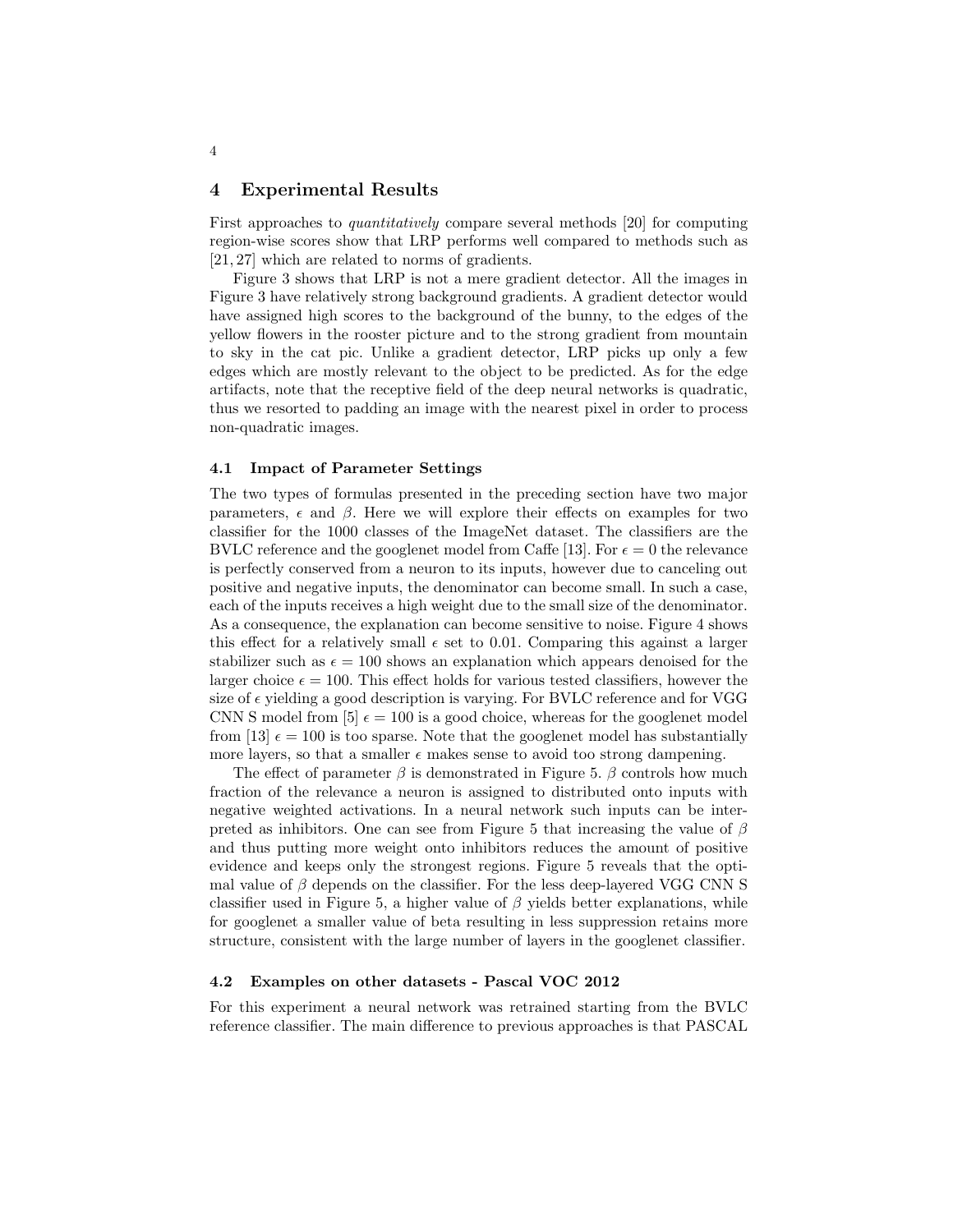## 4 Experimental Results

First approaches to *quantitatively* compare several methods [20] for computing region-wise scores show that LRP performs well compared to methods such as [21, 27] which are related to norms of gradients.

Figure 3 shows that LRP is not a mere gradient detector. All the images in Figure 3 have relatively strong background gradients. A gradient detector would have assigned high scores to the background of the bunny, to the edges of the yellow flowers in the rooster picture and to the strong gradient from mountain to sky in the cat pic. Unlike a gradient detector, LRP picks up only a few edges which are mostly relevant to the object to be predicted. As for the edge artifacts, note that the receptive field of the deep neural networks is quadratic, thus we resorted to padding an image with the nearest pixel in order to process non-quadratic images.

### 4.1 Impact of Parameter Settings

The two types of formulas presented in the preceding section have two major parameters, $\epsilon$ and $\beta$. Here we will explore their effects on examples for two classifier for the 1000 classes of the ImageNet dataset. The classifiers are the BVLC reference and the googlenet model from Caffe [13]. For $\epsilon = 0$ the relevance is perfectly conserved from a neuron to its inputs, however due to canceling out positive and negative inputs, the denominator can become small. In such a case, each of the inputs receives a high weight due to the small size of the denominator. As a consequence, the explanation can become sensitive to noise. Figure 4 shows this effect for a relatively small $\epsilon$ set to 0.01. Comparing this against a larger stabilizer such as $\epsilon = 100$ shows an explanation which appears denoised for the larger choice $\epsilon = 100$. This effect holds for various tested classifiers, however the size of $\epsilon$ yielding a good description is varying. For BVLC reference and for VGG CNN S model from [5] $\epsilon = 100$ is a good choice, whereas for the googlenet model from [13] $\epsilon = 100$ is too sparse. Note that the googlenet model has substantially more layers, so that a smaller $\epsilon$ makes sense to avoid too strong dampening.

The effect of parameter $\beta$ is demonstrated in Figure 5. $\beta$ controls how much fraction of the relevance a neuron is assigned to distributed onto inputs with negative weighted activations. In a neural network such inputs can be interpreted as inhibitors. One can see from Figure 5 that increasing the value of $\beta$ and thus putting more weight onto inhibitors reduces the amount of positive evidence and keeps only the strongest regions. Figure 5 reveals that the optimal value of $\beta$ depends on the classifier. For the less deep-layered VGG CNN S classifier used in Figure 5, a higher value of $\beta$ yields better explanations, while for googlenet a smaller value of beta resulting in less suppression retains more structure, consistent with the large number of layers in the googlenet classifier.

### 4.2 Examples on other datasets - Pascal VOC 2012

For this experiment a neural network was retrained starting from the BVLC reference classifier. The main difference to previous approaches is that PASCAL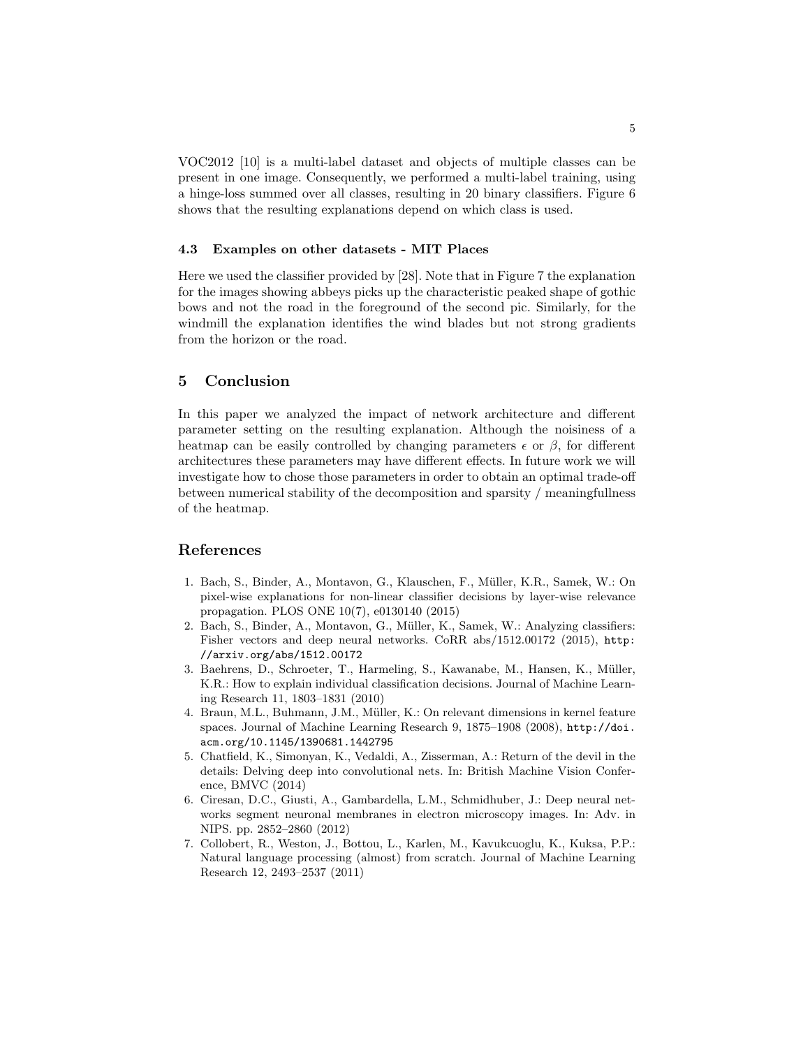VOC2012 [10] is a multi-label dataset and objects of multiple classes can be present in one image. Consequently, we performed a multi-label training, using a hinge-loss summed over all classes, resulting in 20 binary classifiers. Figure 6 shows that the resulting explanations depend on which class is used.

### 4.3 Examples on other datasets - MIT Places

Here we used the classifier provided by [28]. Note that in Figure 7 the explanation for the images showing abbeys picks up the characteristic peaked shape of gothic bows and not the road in the foreground of the second pic. Similarly, for the windmill the explanation identifies the wind blades but not strong gradients from the horizon or the road.

## 5 Conclusion

In this paper we analyzed the impact of network architecture and different parameter setting on the resulting explanation. Although the noisiness of a heatmap can be easily controlled by changing parameters $\epsilon$ or $\beta$, for different architectures these parameters may have different effects. In future work we will investigate how to chose those parameters in order to obtain an optimal trade-off between numerical stability of the decomposition and sparsity / meaningfullness of the heatmap.

## References

1. Bach, S., Binder, A., Montavon, G., Klauschen, F., Müller, K.R., Samek, W.: On pixel-wise explanations for non-linear classifier decisions by layer-wise relevance propagation. PLOS ONE 10(7), e0130140 (2015)
2. Bach, S., Binder, A., Montavon, G., Müller, K., Samek, W.: Analyzing classifiers: Fisher vectors and deep neural networks. CoRR abs/1512.00172 (2015), `http://arxiv.org/abs/1512.00172`
3. Baehrens, D., Schroeter, T., Harmeling, S., Kawanabe, M., Hansen, K., Müller, K.R.: How to explain individual classification decisions. Journal of Machine Learning Research 11, 1803–1831 (2010)
4. Braun, M.L., Buhmann, J.M., Müller, K.: On relevant dimensions in kernel feature spaces. Journal of Machine Learning Research 9, 1875–1908 (2008), `http://doi.acm.org/10.1145/1390681.1442795`
5. Chatfield, K., Simonyan, K., Vedaldi, A., Zisserman, A.: Return of the devil in the details: Delving deep into convolutional nets. In: British Machine Vision Conference, BMVC (2014)
6. Ciresan, D.C., Giusti, A., Gambardella, L.M., Schmidhuber, J.: Deep neural networks segment neuronal membranes in electron microscopy images. In: Adv. in NIPS. pp. 2852–2860 (2012)
7. Collobert, R., Weston, J., Bottou, L., Karlen, M., Kavukcuoglu, K., Kuksa, P.P.: Natural language processing (almost) from scratch. Journal of Machine Learning Research 12, 2493–2537 (2011)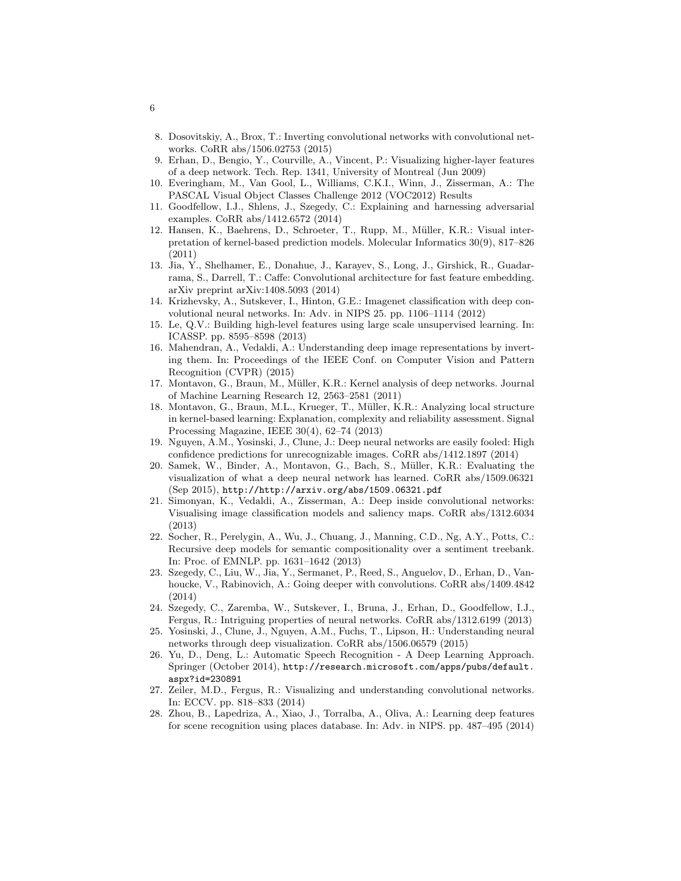8. Dosovitskiy, A., Brox, T.: Inverting convolutional networks with convolutional networks. CoRR abs/1506.02753 (2015)
9. Erhan, D., Bengio, Y., Courville, A., Vincent, P.: Visualizing higher-layer features of a deep network. Tech. Rep. 1341, University of Montreal (Jun 2009)
10. Everingham, M., Van Gool, L., Williams, C.K.I., Winn, J., Zisserman, A.: The PASCAL Visual Object Classes Challenge 2012 (VOC2012) Results
11. Goodfellow, I.J., Shlens, J., Szegedy, C.: Explaining and harnessing adversarial examples. CoRR abs/1412.6572 (2014)
12. Hansen, K., Baehrens, D., Schroeter, T., Rupp, M., Müller, K.R.: Visual interpretation of kernel-based prediction models. Molecular Informatics 30(9), 817–826 (2011)
13. Jia, Y., Shelhamer, E., Donahue, J., Karayev, S., Long, J., Girshick, R., Guadarrama, S., Darrell, T.: Caffe: Convolutional architecture for fast feature embedding. arXiv preprint arXiv:1408.5093 (2014)
14. Krizhevsky, A., Sutskever, I., Hinton, G.E.: Imagenet classification with deep convolutional neural networks. In: Adv. in NIPS 25. pp. 1106–1114 (2012)
15. Le, Q.V.: Building high-level features using large scale unsupervised learning. In: ICASSP. pp. 8595–8598 (2013)
16. Mahendran, A., Vedaldi, A.: Understanding deep image representations by inverting them. In: Proceedings of the IEEE Conf. on Computer Vision and Pattern Recognition (CVPR) (2015)
17. Montavon, G., Braun, M., Müller, K.R.: Kernel analysis of deep networks. Journal of Machine Learning Research 12, 2563–2581 (2011)
18. Montavon, G., Braun, M.L., Krueger, T., Müller, K.R.: Analyzing local structure in kernel-based learning: Explanation, complexity and reliability assessment. Signal Processing Magazine, IEEE 30(4), 62–74 (2013)
19. Nguyen, A.M., Yosinski, J., Clune, J.: Deep neural networks are easily fooled: High confidence predictions for unrecognizable images. CoRR abs/1412.1897 (2014)
20. Samek, W., Binder, A., Montavon, G., Bach, S., Müller, K.R.: Evaluating the visualization of what a deep neural network has learned. CoRR abs/1509.06321 (Sep 2015), `http://http://arxiv.org/abs/1509.06321.pdf`
21. Simonyan, K., Vedaldi, A., Zisserman, A.: Deep inside convolutional networks: Visualising image classification models and saliency maps. CoRR abs/1312.6034 (2013)
22. Socher, R., Perelygin, A., Wu, J., Chuang, J., Manning, C.D., Ng, A.Y., Potts, C.: Recursive deep models for semantic compositionality over a sentiment treebank. In: Proc. of EMNLP. pp. 1631–1642 (2013)
23. Szegedy, C., Liu, W., Jia, Y., Sermanet, P., Reed, S., Anguelov, D., Erhan, D., Vanhoucke, V., Rabinovich, A.: Going deeper with convolutions. CoRR abs/1409.4842 (2014)
24. Szegedy, C., Zaremba, W., Sutskever, I., Bruna, J., Erhan, D., Goodfellow, I.J., Fergus, R.: Intriguing properties of neural networks. CoRR abs/1312.6199 (2013)
25. Yosinski, J., Clune, J., Nguyen, A.M., Fuchs, T., Lipson, H.: Understanding neural networks through deep visualization. CoRR abs/1506.06579 (2015)
26. Yu, D., Deng, L.: Automatic Speech Recognition - A Deep Learning Approach. Springer (October 2014), `http://research.microsoft.com/apps/pubs/default.aspx?id=230891`
27. Zeiler, M.D., Fergus, R.: Visualizing and understanding convolutional networks. In: ECCV. pp. 818–833 (2014)
28. Zhou, B., Lapedriza, A., Xiao, J., Torralba, A., Oliva, A.: Learning deep features for scene recognition using places database. In: Adv. in NIPS. pp. 487–495 (2014)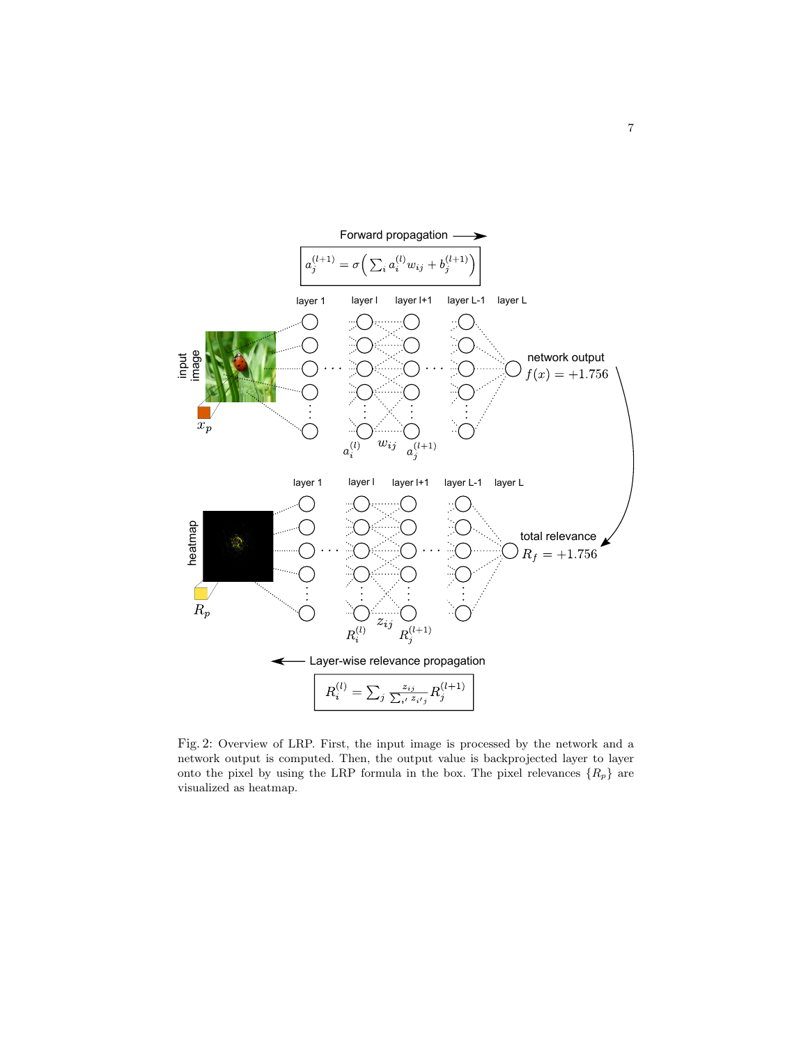Fig. 2: Overview of LRP. First, the input image is processed by the network and a network output is computed. Then, the output value is backprojected layer to layer onto the pixel by using the LRP formula in the box. The pixel relevances $\{R_p\}$ are visualized as heatmap.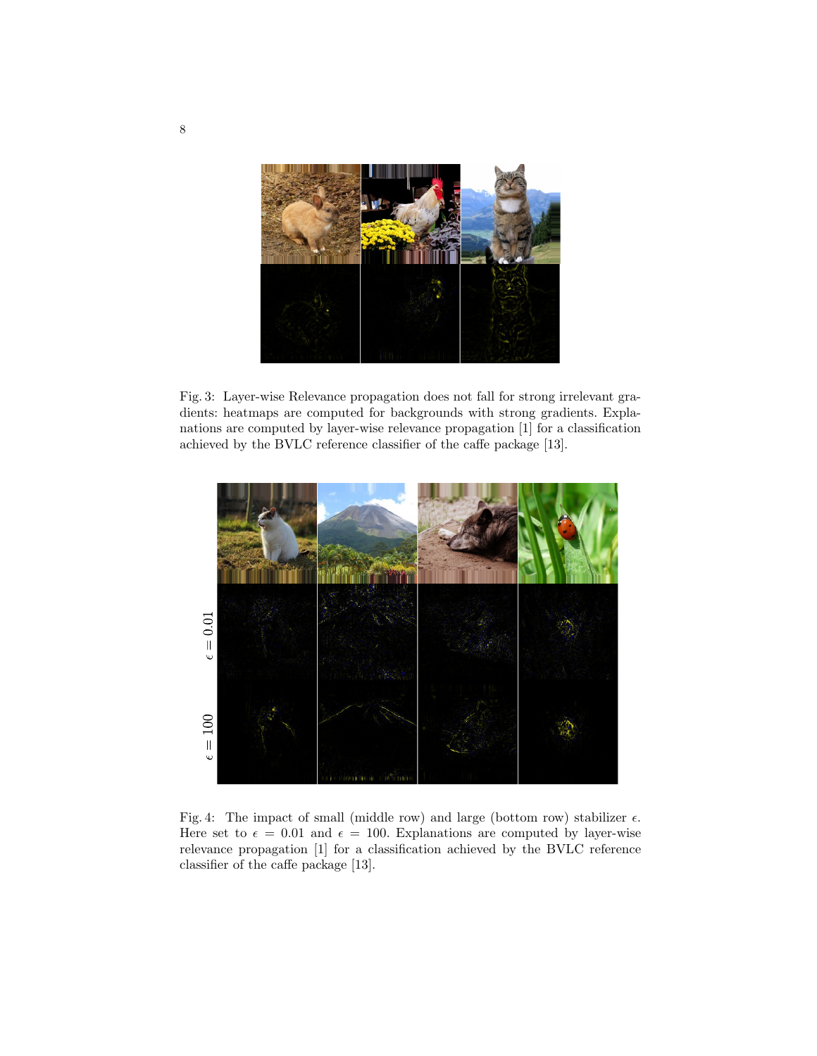Fig. 3: Layer-wise Relevance propagation does not fall for strong irrelevant gradients: heatmaps are computed for backgrounds with strong gradients. Explanations are computed by layer-wise relevance propagation [1] for a classification achieved by the BVLC reference classifier of the caffe package [13].

Fig. 4: The impact of small (middle row) and large (bottom row) stabilizer $\epsilon$. Here set to $\epsilon = 0.01$ and $\epsilon = 100$. Explanations are computed by layer-wise relevance propagation [1] for a classification achieved by the BVLC reference classifier of the caffe package [13].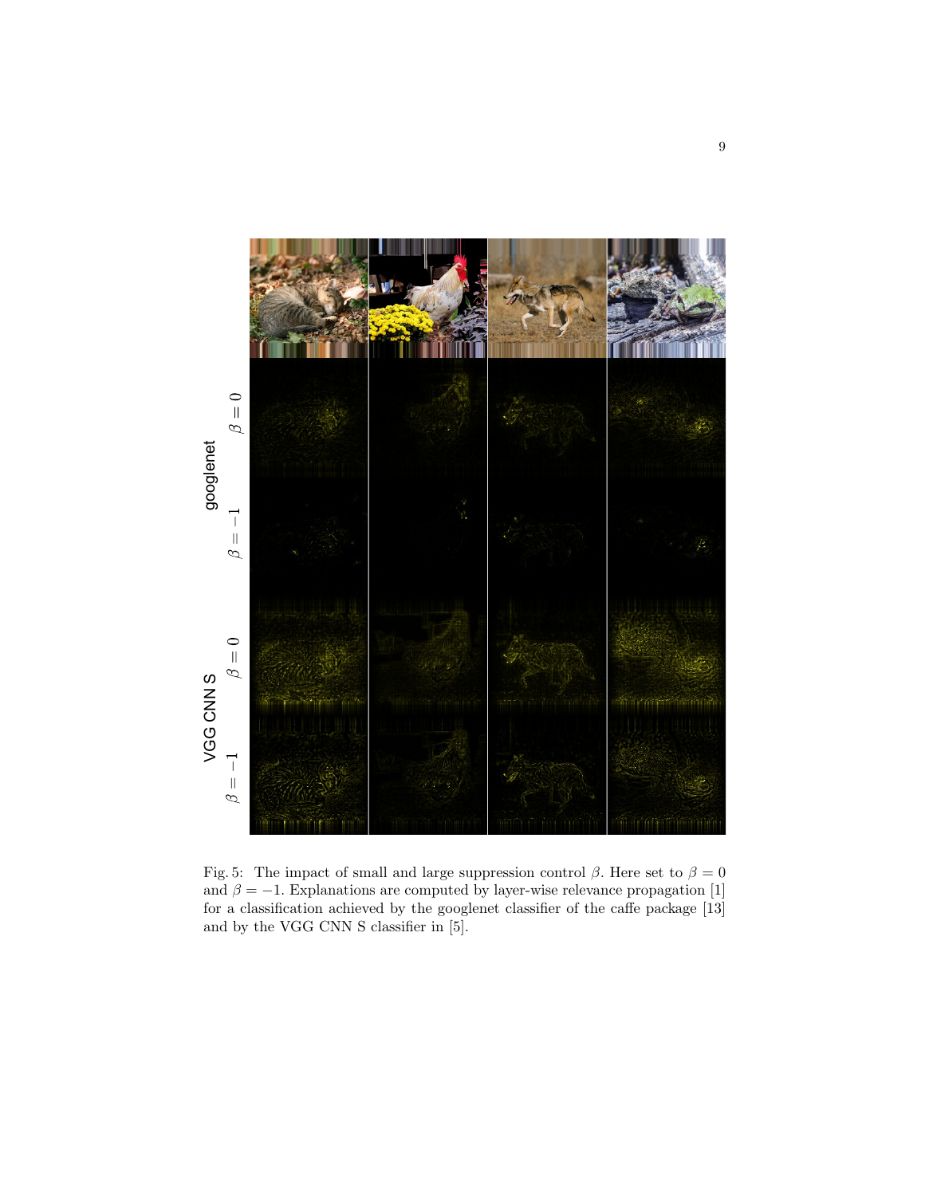Fig. 5: The impact of small and large suppression control $\beta$. Here set to $\beta = 0$ and $\beta = -1$. Explanations are computed by layer-wise relevance propagation [1] for a classification achieved by the googlenet classifier of the caffe package [13] and by the VGG CNN S classifier in [5].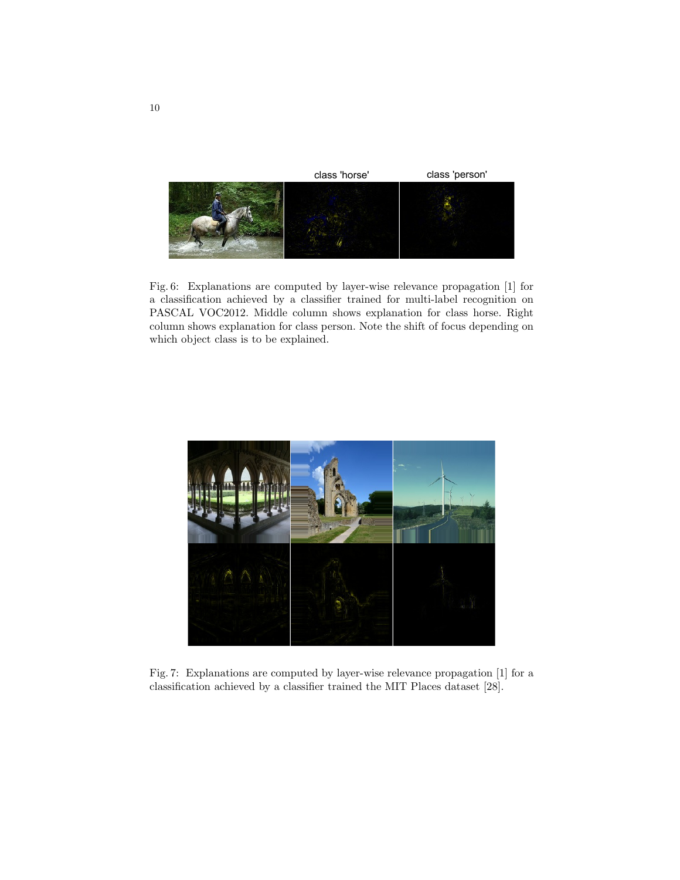class 'horse'

class 'person'

Fig. 6: Explanations are computed by layer-wise relevance propagation [1] for a classification achieved by a classifier trained for multi-label recognition on PASCAL VOC2012. Middle column shows explanation for class horse. Right column shows explanation for class person. Note the shift of focus depending on which object class is to be explained.

Fig. 7: Explanations are computed by layer-wise relevance propagation [1] for a classification achieved by a classifier trained the MIT Places dataset [28].